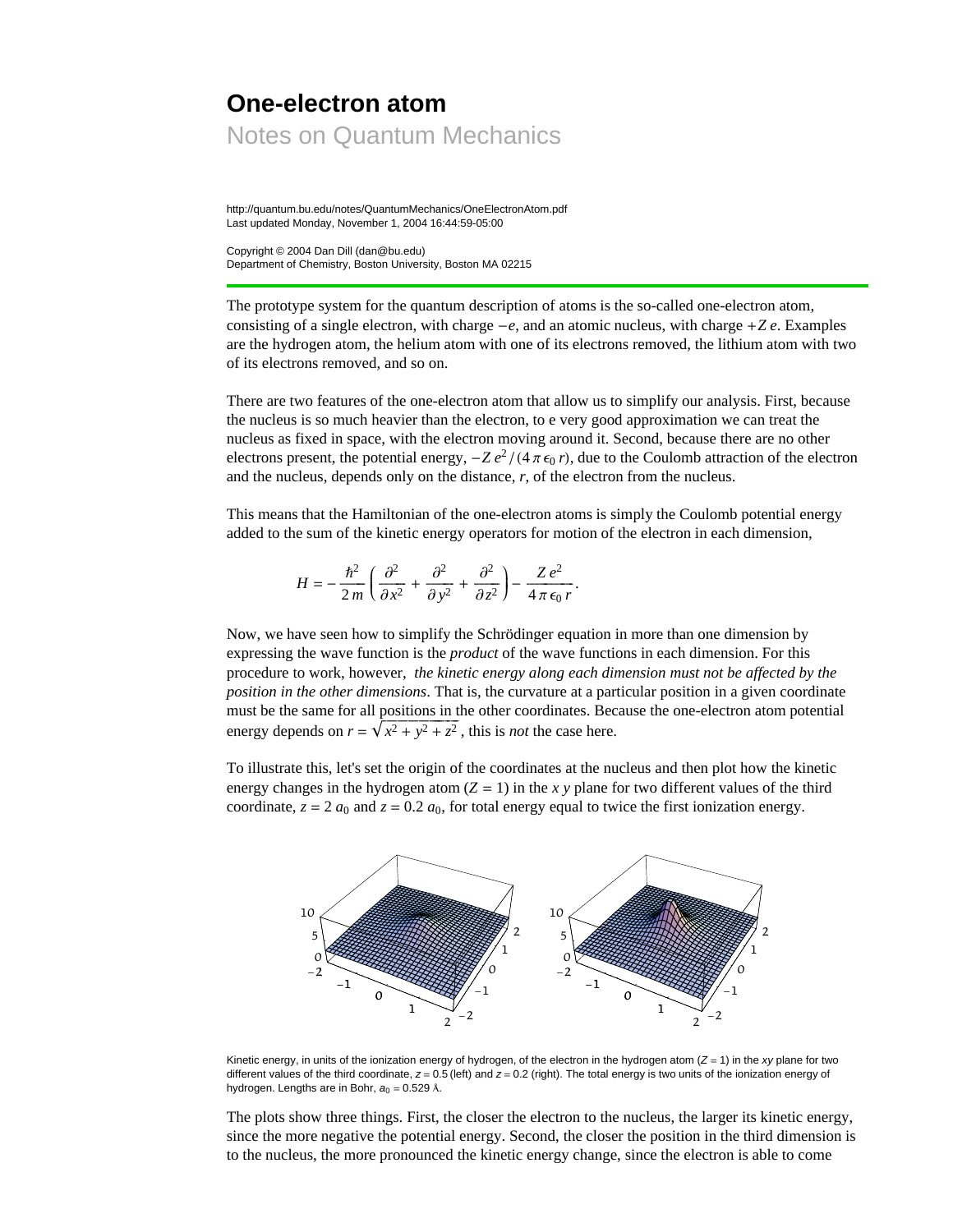# One-electron atom

## Notes on Quantum Mechanics

http://quantum.bu.edu/notes/QuantumMechanics/OneElectronAtom.pdf
Last updated Monday, November 1, 2004 16:44:59-05:00

Copyright © 2004 Dan Dill (dan@bu.edu)
Department of Chemistry, Boston University, Boston MA 02215

---

The prototype system for the quantum description of atoms is the so-called one-electron atom, consisting of a single electron, with charge $-e$, and an atomic nucleus, with charge $+Z\,e$. Examples are the hydrogen atom, the helium atom with one of its electrons removed, the lithium atom with two of its electrons removed, and so on.

There are two features of the one-electron atom that allow us to simplify our analysis. First, because the nucleus is so much heavier than the electron, to e very good approximation we can treat the nucleus as fixed in space, with the electron moving around it. Second, because there are no other electrons present, the potential energy, $-Z\,e^2/(4\,\pi\,\epsilon_0\,r)$, due to the Coulomb attraction of the electron and the nucleus, depends only on the distance, $r$, of the electron from the nucleus.

This means that the Hamiltonian of the one-electron atoms is simply the Coulomb potential energy added to the sum of the kinetic energy operators for motion of the electron in each dimension,

$$H = -\frac{\hbar^2}{2\,m}\left(\frac{\partial^2}{\partial x^2} + \frac{\partial^2}{\partial y^2} + \frac{\partial^2}{\partial z^2}\right) - \frac{Z\,e^2}{4\,\pi\,\epsilon_0\,r}.$$

Now, we have seen how to simplify the Schrödinger equation in more than one dimension by expressing the wave function is the *product* of the wave functions in each dimension. For this procedure to work, however, *the kinetic energy along each dimension must not be affected by the position in the other dimensions*. That is, the curvature at a particular position in a given coordinate must be the same for all positions in the other coordinates. Because the one-electron atom potential energy depends on $r = \sqrt{x^2 + y^2 + z^2}$, this is *not* the case here.

To illustrate this, let's set the origin of the coordinates at the nucleus and then plot how the kinetic energy changes in the hydrogen atom ($Z = 1$) in the $x\,y$ plane for two different values of the third coordinate, $z = 2\,a_0$ and $z = 0.2\,a_0$, for total energy equal to twice the first ionization energy.

Kinetic energy, in units of the ionization energy of hydrogen, of the electron in the hydrogen atom ($Z = 1$) in the $xy$ plane for two different values of the third coordinate, $z = 0.5$ (left) and $z = 0.2$ (right). The total energy is two units of the ionization energy of hydrogen. Lengths are in Bohr, $a_0 = 0.529$ Å.

The plots show three things. First, the closer the electron to the nucleus, the larger its kinetic energy, since the more negative the potential energy. Second, the closer the position in the third dimension is to the nucleus, the more pronounced the kinetic energy change, since the electron is able to come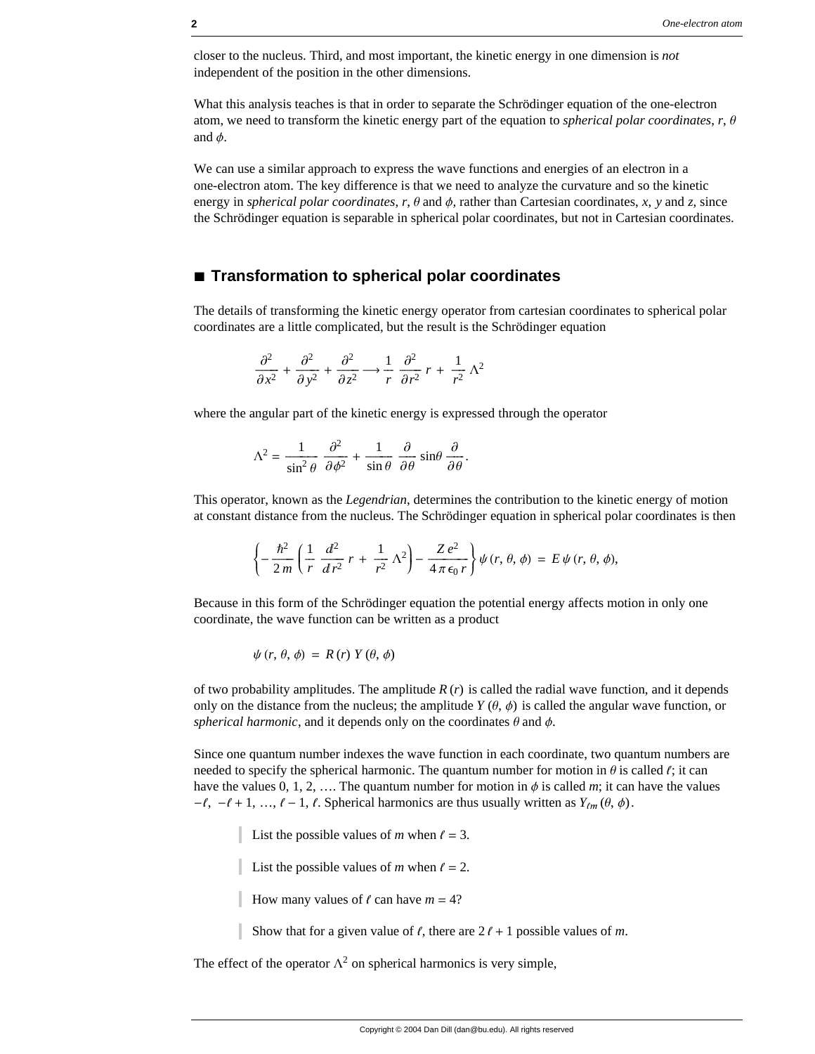closer to the nucleus. Third, and most important, the kinetic energy in one dimension is *not* independent of the position in the other dimensions.

What this analysis teaches is that in order to separate the Schrödinger equation of the one-electron atom, we need to transform the kinetic energy part of the equation to *spherical polar coordinates*, $r$, $\theta$ and $\phi$.

We can use a similar approach to express the wave functions and energies of an electron in a one-electron atom. The key difference is that we need to analyze the curvature and so the kinetic energy in *spherical polar coordinates*, $r$, $\theta$ and $\phi$, rather than Cartesian coordinates, $x$, $y$ and $z$, since the Schrödinger equation is separable in spherical polar coordinates, but not in Cartesian coordinates.

## ■ Transformation to spherical polar coordinates

The details of transforming the kinetic energy operator from cartesian coordinates to spherical polar coordinates are a little complicated, but the result is the Schrödinger equation

$$\frac{\partial^2}{\partial x^2} + \frac{\partial^2}{\partial y^2} + \frac{\partial^2}{\partial z^2} \longrightarrow \frac{1}{r}\frac{\partial^2}{\partial r^2} r + \frac{1}{r^2}\Lambda^2$$

where the angular part of the kinetic energy is expressed through the operator

$$\Lambda^2 = \frac{1}{\sin^2\theta}\frac{\partial^2}{\partial\phi^2} + \frac{1}{\sin\theta}\frac{\partial}{\partial\theta}\sin\theta\frac{\partial}{\partial\theta}.$$

This operator, known as the *Legendrian*, determines the contribution to the kinetic energy of motion at constant distance from the nucleus. The Schrödinger equation in spherical polar coordinates is then

$$\left\{-\frac{\hbar^2}{2m}\left(\frac{1}{r}\frac{d^2}{dr^2} r + \frac{1}{r^2}\Lambda^2\right) - \frac{Z e^2}{4\pi\epsilon_0 r}\right\}\psi(r, \theta, \phi) = E\,\psi(r, \theta, \phi),$$

Because in this form of the Schrödinger equation the potential energy affects motion in only one coordinate, the wave function can be written as a product

$$\psi(r, \theta, \phi) = R(r)\,Y(\theta, \phi)$$

of two probability amplitudes. The amplitude $R(r)$ is called the radial wave function, and it depends only on the distance from the nucleus; the amplitude $Y(\theta, \phi)$ is called the angular wave function, or *spherical harmonic*, and it depends only on the coordinates $\theta$ and $\phi$.

Since one quantum number indexes the wave function in each coordinate, two quantum numbers are needed to specify the spherical harmonic. The quantum number for motion in $\theta$ is called $\ell$; it can have the values 0, 1, 2, …. The quantum number for motion in $\phi$ is called $m$; it can have the values $-\ell,\ -\ell+1,\ \ldots,\ \ell-1,\ \ell$. Spherical harmonics are thus usually written as $Y_{\ell m}(\theta, \phi)$.

> List the possible values of $m$ when $\ell = 3$.

> List the possible values of $m$ when $\ell = 2$.

> How many values of $\ell$ can have $m = 4$?

> Show that for a given value of $\ell$, there are $2\ell + 1$ possible values of $m$.

The effect of the operator $\Lambda^2$ on spherical harmonics is very simple,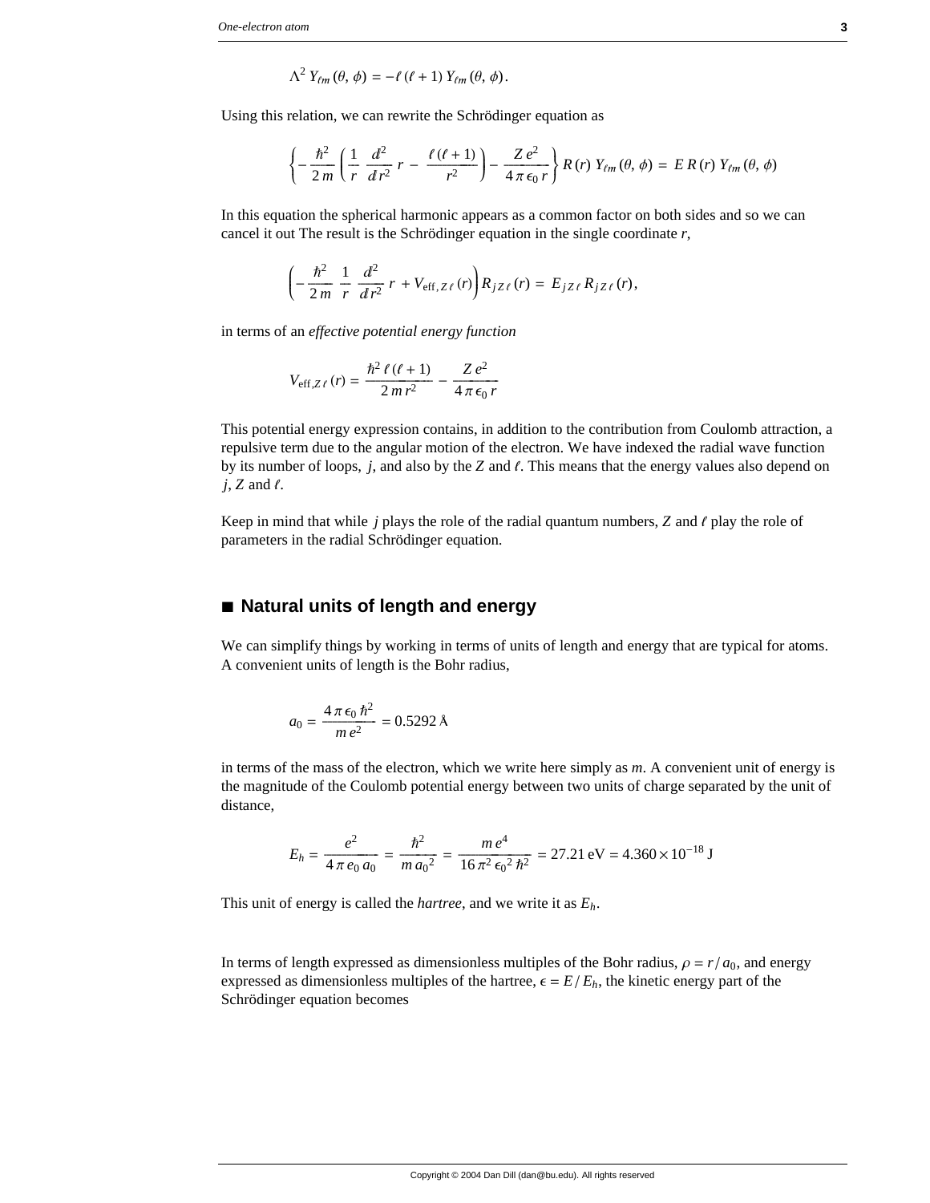$$\Lambda^2 \, Y_{\ell m}(\theta, \phi) = -\ell (\ell + 1) \, Y_{\ell m}(\theta, \phi).$$

Using this relation, we can rewrite the Schrödinger equation as

$$\left\{ -\frac{\hbar^2}{2\,m} \left( \frac{1}{r} \frac{d^2}{d r^2} \, r - \frac{\ell (\ell + 1)}{r^2} \right) - \frac{Z\,e^2}{4\,\pi\,\epsilon_0\,r} \right\} R(r) \, Y_{\ell m}(\theta, \phi) = E \, R(r) \, Y_{\ell m}(\theta, \phi)$$

In this equation the spherical harmonic appears as a common factor on both sides and so we can cancel it out The result is the Schrödinger equation in the single coordinate $r$,

$$\left( -\frac{\hbar^2}{2\,m} \frac{1}{r} \frac{d^2}{d r^2} \, r + V_{\mathrm{eff},\, Z\,\ell}(r) \right) R_{j\,Z\,\ell}(r) = E_{j\,Z\,\ell} \, R_{j\,Z\,\ell}(r),$$

in terms of an *effective potential energy function*

$$V_{\mathrm{eff}, Z\,\ell}(r) = \frac{\hbar^2 \, \ell (\ell + 1)}{2\,m\,r^2} - \frac{Z\,e^2}{4\,\pi\,\epsilon_0\,r}$$

This potential energy expression contains, in addition to the contribution from Coulomb attraction, a repulsive term due to the angular motion of the electron. We have indexed the radial wave function by its number of loops, $j$, and also by the $Z$ and $\ell$. This means that the energy values also depend on $j$, $Z$ and $\ell$.

Keep in mind that while $j$ plays the role of the radial quantum numbers, $Z$ and $\ell$ play the role of parameters in the radial Schrödinger equation.

## ■ Natural units of length and energy

We can simplify things by working in terms of units of length and energy that are typical for atoms. A convenient units of length is the Bohr radius,

$$a_0 = \frac{4\,\pi\,\epsilon_0\,\hbar^2}{m\,e^2} = 0.5292 \text{ Å}$$

in terms of the mass of the electron, which we write here simply as $m$. A convenient unit of energy is the magnitude of the Coulomb potential energy between two units of charge separated by the unit of distance,

$$E_h = \frac{e^2}{4\,\pi\,\epsilon_0\,a_0} = \frac{\hbar^2}{m\,{a_0}^2} = \frac{m\,e^4}{16\,\pi^2\,{\epsilon_0}^2\,\hbar^2} = 27.21 \text{ eV} = 4.360 \times 10^{-18} \text{ J}$$

This unit of energy is called the *hartree*, and we write it as $E_h$.

In terms of length expressed as dimensionless multiples of the Bohr radius, $\rho = r / a_0$, and energy expressed as dimensionless multiples of the hartree, $\epsilon = E / E_h$, the kinetic energy part of the Schrödinger equation becomes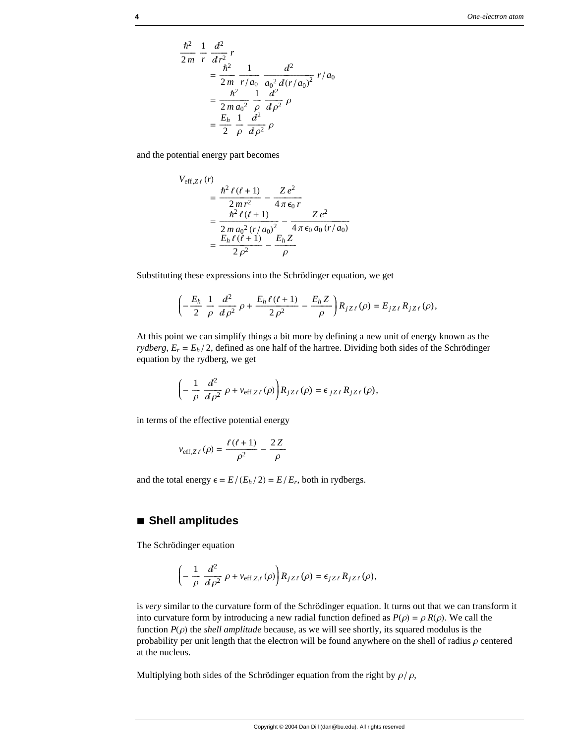$$
\begin{aligned}
\frac{\hbar^2}{2m} \frac{1}{r} \frac{d^2}{dr^2} r
&= \frac{\hbar^2}{2m} \frac{1}{r/a_0} \frac{d^2}{a_0{}^2\, d(r/a_0)^2} r/a_0 \\
&= \frac{\hbar^2}{2m\,a_0{}^2} \frac{1}{\rho} \frac{d^2}{d\rho^2} \rho \\
&= \frac{E_h}{2} \frac{1}{\rho} \frac{d^2}{d\rho^2} \rho
\end{aligned}
$$

and the potential energy part becomes

$$
\begin{aligned}
V_{\text{eff},Z\,\ell}(r)
&= \frac{\hbar^2\,\ell\,(\ell+1)}{2\,m\,r^2} - \frac{Z\,e^2}{4\,\pi\,\epsilon_0\,r} \\
&= \frac{\hbar^2\,\ell\,(\ell+1)}{2\,m\,a_0{}^2\,(r/a_0)^2} - \frac{Z\,e^2}{4\,\pi\,\epsilon_0\,a_0\,(r/a_0)} \\
&= \frac{E_h\,\ell\,(\ell+1)}{2\,\rho^2} - \frac{E_h\,Z}{\rho}
\end{aligned}
$$

Substituting these expressions into the Schrödinger equation, we get

$$
\left(-\frac{E_h}{2} \frac{1}{\rho} \frac{d^2}{d\rho^2} \rho + \frac{E_h\,\ell\,(\ell+1)}{2\,\rho^2} - \frac{E_h\,Z}{\rho}\right) R_{j\,Z\,\ell}(\rho) = E_{j\,Z\,\ell}\,R_{j\,Z\,\ell}(\rho),
$$

At this point we can simplify things a bit more by defining a new unit of energy known as the *rydberg*, $E_r = E_h/2$, defined as one half of the hartree. Dividing both sides of the Schrödinger equation by the rydberg, we get

$$
\left(-\frac{1}{\rho} \frac{d^2}{d\rho^2} \rho + v_{\text{eff},Z\,\ell}(\rho)\right) R_{j\,Z\,\ell}(\rho) = \epsilon_{\,j\,Z\,\ell}\,R_{j\,Z\,\ell}(\rho),
$$

in terms of the effective potential energy

$$
v_{\text{eff},Z\,\ell}(\rho) = \frac{\ell\,(\ell+1)}{\rho^2} - \frac{2\,Z}{\rho}
$$

and the total energy $\epsilon = E/(E_h/2) = E/E_r$, both in rydbergs.

## ■ Shell amplitudes

The Schrödinger equation

$$
\left(-\frac{1}{\rho} \frac{d^2}{d\rho^2} \rho + v_{\text{eff},Z,\ell}(\rho)\right) R_{j\,Z\,\ell}(\rho) = \epsilon_{j\,Z\,\ell}\,R_{j\,Z\,\ell}(\rho),
$$

is *very* similar to the curvature form of the Schrödinger equation. It turns out that we can transform it into curvature form by introducing a new radial function defined as $P(\rho) = \rho\,R(\rho)$. We call the function $P(\rho)$ the *shell amplitude* because, as we will see shortly, its squared modulus is the probability per unit length that the electron will be found anywhere on the shell of radius $\rho$ centered at the nucleus.

Multiplying both sides of the Schrödinger equation from the right by $\rho/\rho$,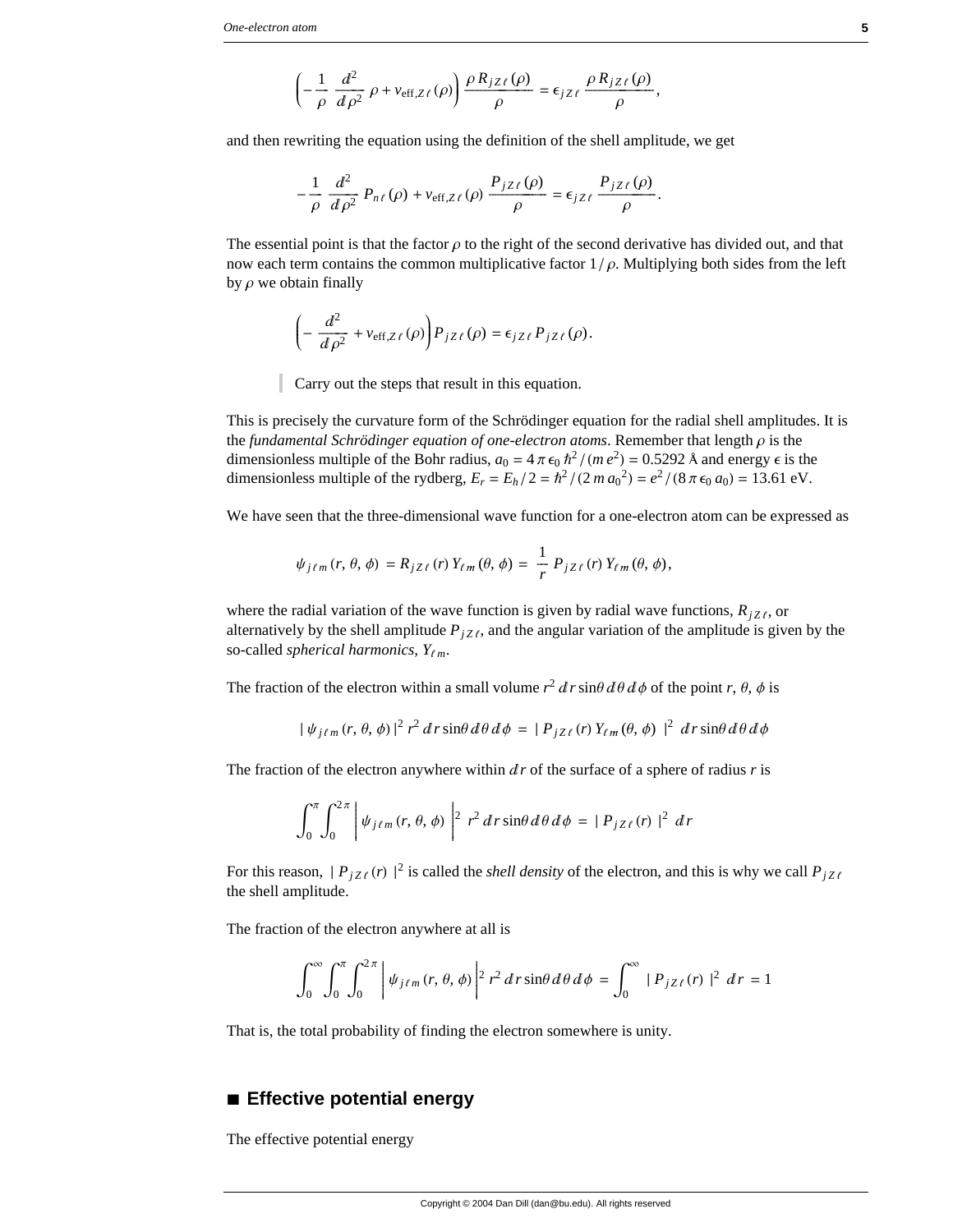$$\left(-\frac{1}{\rho}\,\frac{d^2}{d\rho^2}\,\rho + v_{\text{eff},Z\ell}(\rho)\right)\frac{\rho\,R_{jZ\ell}(\rho)}{\rho} = \epsilon_{jZ\ell}\,\frac{\rho\,R_{jZ\ell}(\rho)}{\rho},$$

and then rewriting the equation using the definition of the shell amplitude, we get

$$-\frac{1}{\rho}\,\frac{d^2}{d\rho^2}\,P_{n\ell}(\rho) + v_{\text{eff},Z\ell}(\rho)\,\frac{P_{jZ\ell}(\rho)}{\rho} = \epsilon_{jZ\ell}\,\frac{P_{jZ\ell}(\rho)}{\rho}.$$

The essential point is that the factor $\rho$ to the right of the second derivative has divided out, and that now each term contains the common multiplicative factor $1/\rho$. Multiplying both sides from the left by $\rho$ we obtain finally

$$\left(-\frac{d^2}{d\rho^2} + v_{\text{eff},Z\ell}(\rho)\right)P_{jZ\ell}(\rho) = \epsilon_{jZ\ell}\,P_{jZ\ell}(\rho).$$

> Carry out the steps that result in this equation.

This is precisely the curvature form of the Schrödinger equation for the radial shell amplitudes. It is the *fundamental Schrödinger equation of one-electron atoms*. Remember that length $\rho$ is the dimensionless multiple of the Bohr radius, $a_0 = 4\pi\epsilon_0\hbar^2/(m e^2) = 0.5292$ Å and energy $\epsilon$ is the dimensionless multiple of the rydberg, $E_r = E_h/2 = \hbar^2/(2 m a_0{}^2) = e^2/(8\pi\epsilon_0 a_0) = 13.61$ eV.

We have seen that the three-dimensional wave function for a one-electron atom can be expressed as

$$\psi_{j\ell m}(r,\theta,\phi) = R_{jZ\ell}(r)\,Y_{\ell m}(\theta,\phi) = \frac{1}{r}\,P_{jZ\ell}(r)\,Y_{\ell m}(\theta,\phi),$$

where the radial variation of the wave function is given by radial wave functions, $R_{jZ\ell}$, or alternatively by the shell amplitude $P_{jZ\ell}$, and the angular variation of the amplitude is given by the so-called *spherical harmonics*, $Y_{\ell m}$.

The fraction of the electron within a small volume $r^2\,dr\sin\theta\,d\theta\,d\phi$ of the point $r$, $\theta$, $\phi$ is

$$|\psi_{j\ell m}(r,\theta,\phi)|^2\,r^2\,dr\sin\theta\,d\theta\,d\phi = |P_{jZ\ell}(r)\,Y_{\ell m}(\theta,\phi)|^2\,dr\sin\theta\,d\theta\,d\phi$$

The fraction of the electron anywhere within $dr$ of the surface of a sphere of radius $r$ is

$$\int_0^{\pi}\int_0^{2\pi}\left|\psi_{j\ell m}(r,\theta,\phi)\right|^2\,r^2\,dr\sin\theta\,d\theta\,d\phi = |P_{jZ\ell}(r)|^2\,dr$$

For this reason, $|P_{jZ\ell}(r)|^2$ is called the *shell density* of the electron, and this is why we call $P_{jZ\ell}$ the shell amplitude.

The fraction of the electron anywhere at all is

$$\int_0^{\infty}\int_0^{\pi}\int_0^{2\pi}\left|\psi_{j\ell m}(r,\theta,\phi)\right|^2 r^2\,dr\sin\theta\,d\theta\,d\phi = \int_0^{\infty}|P_{jZ\ell}(r)|^2\,dr = 1$$

That is, the total probability of finding the electron somewhere is unity.

## ■ Effective potential energy

The effective potential energy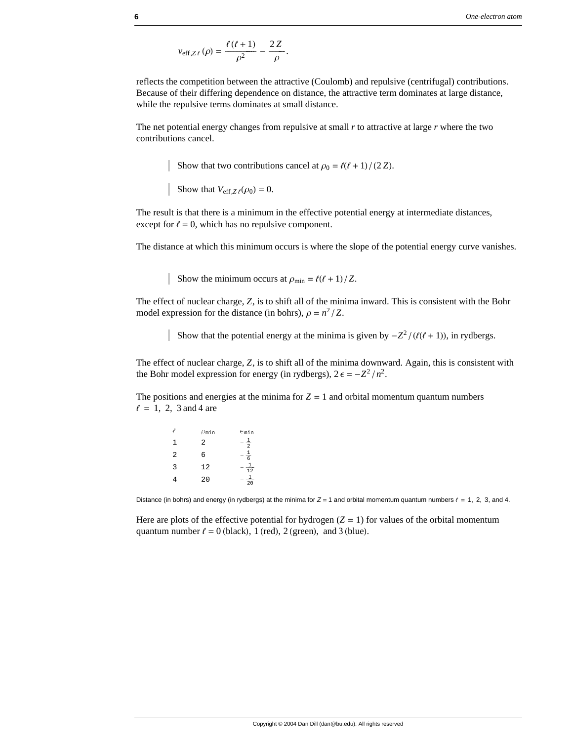$$v_{\text{eff},Z\,\ell}\,(\rho) = \frac{\ell\,(\ell+1)}{\rho^2} - \frac{2\,Z}{\rho}.$$

reflects the competition between the attractive (Coulomb) and repulsive (centrifugal) contributions. Because of their differing dependence on distance, the attractive term dominates at large distance, while the repulsive terms dominates at small distance.

The net potential energy changes from repulsive at small $r$ to attractive at large $r$ where the two contributions cancel.

> Show that two contributions cancel at $\rho_0 = \ell(\ell+1)/(2\,Z)$.

> Show that $V_{\text{eff},Z\,\ell}(\rho_0) = 0$.

The result is that there is a minimum in the effective potential energy at intermediate distances, except for $\ell = 0$, which has no repulsive component.

The distance at which this minimum occurs is where the slope of the potential energy curve vanishes.

> Show the minimum occurs at $\rho_{\text{min}} = \ell(\ell+1)/Z$.

The effect of nuclear charge, $Z$, is to shift all of the minima inward. This is consistent with the Bohr model expression for the distance (in bohrs), $\rho = n^2/Z$.

> Show that the potential energy at the minima is given by $-Z^2/(\ell(\ell+1))$, in rydbergs.

The effect of nuclear charge, $Z$, is to shift all of the minima downward. Again, this is consistent with the Bohr model expression for energy (in rydbergs), $2\,\epsilon = -Z^2/n^2$.

The positions and energies at the minima for $Z = 1$ and orbital momentum quantum numbers $\ell = 1,\ 2,\ 3$ and 4 are

| $\ell$ | $\rho_{\text{min}}$ | $\epsilon_{\text{min}}$ |
|---|---|---|
| 1 | 2 | $-\frac{1}{2}$ |
| 2 | 6 | $-\frac{1}{6}$ |
| 3 | 12 | $-\frac{1}{12}$ |
| 4 | 20 | $-\frac{1}{20}$ |

Distance (in bohrs) and energy (in rydbergs) at the minima for $Z = 1$ and orbital momentum quantum numbers $\ell = 1,\ 2,\ 3$, and 4.

Here are plots of the effective potential for hydrogen ($Z = 1$) for values of the orbital momentum quantum number $\ell = 0$ (black), 1 (red), 2 (green), and 3 (blue).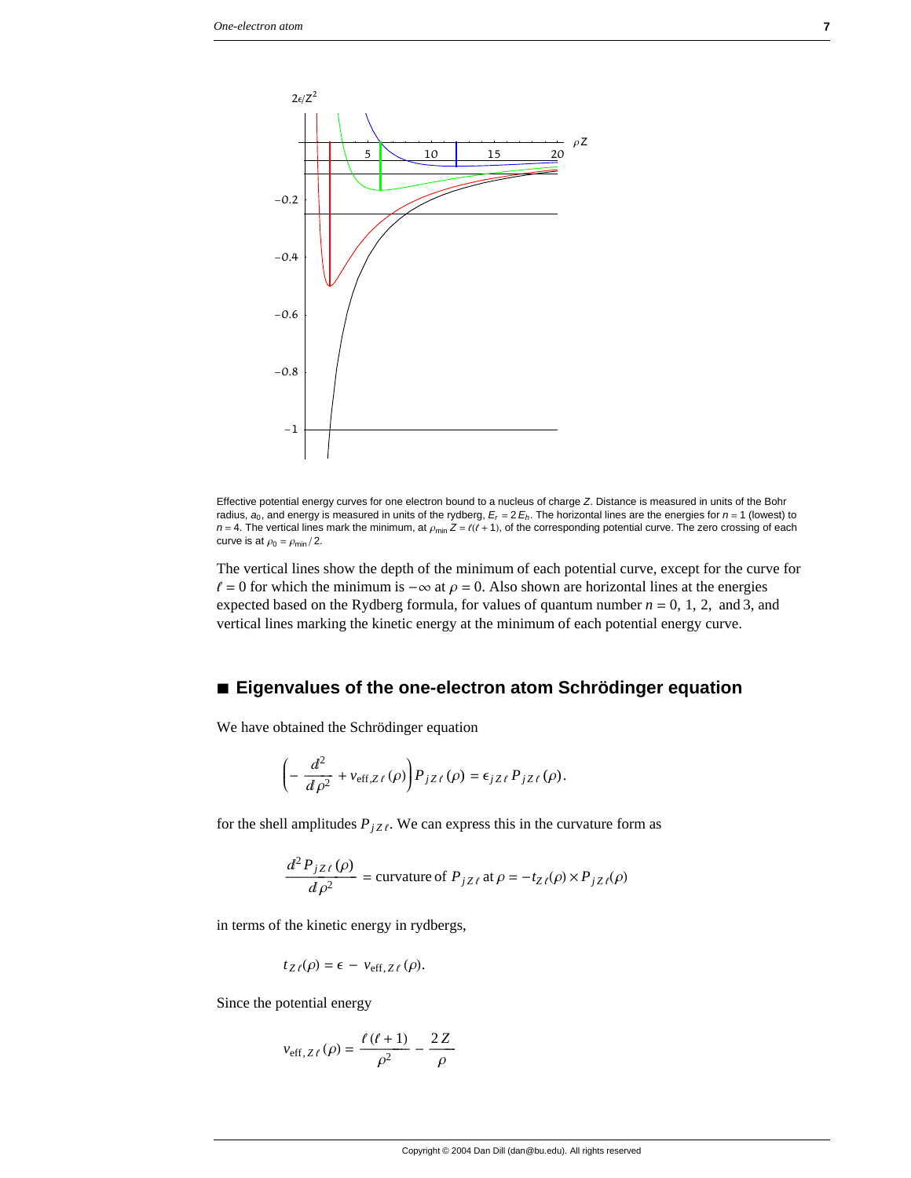Effective potential energy curves for one electron bound to a nucleus of charge $Z$. Distance is measured in units of the Bohr radius, $a_0$, and energy is measured in units of the rydberg, $E_r = 2\,E_h$. The horizontal lines are the energies for $n = 1$ (lowest) to $n = 4$. The vertical lines mark the minimum, at $\rho_{\min} Z = \ell(\ell+1)$, of the corresponding potential curve. The zero crossing of each curve is at $\rho_0 = \rho_{\min} / 2$.

The vertical lines show the depth of the minimum of each potential curve, except for the curve for $\ell = 0$ for which the minimum is $-\infty$ at $\rho = 0$. Also shown are horizontal lines at the energies expected based on the Rydberg formula, for values of quantum number $n = 0,\ 1,\ 2,$ and 3, and vertical lines marking the kinetic energy at the minimum of each potential energy curve.

## ■ Eigenvalues of the one-electron atom Schrödinger equation

We have obtained the Schrödinger equation

$$\left(-\frac{d^2}{d\rho^2} + v_{\text{eff},Z\ell}(\rho)\right) P_{jZ\ell}(\rho) = \epsilon_{jZ\ell}\, P_{jZ\ell}(\rho).$$

for the shell amplitudes $P_{jZ\ell}$. We can express this in the curvature form as

$$\frac{d^2 P_{jZ\ell}(\rho)}{d\rho^2} = \text{curvature of } P_{jZ\ell} \text{ at } \rho = -t_{Z\ell}(\rho) \times P_{jZ\ell}(\rho)$$

in terms of the kinetic energy in rydbergs,

$$t_{Z\ell}(\rho) = \epsilon - v_{\text{eff},Z\ell}(\rho).$$

Since the potential energy

$$v_{\text{eff},Z\ell}(\rho) = \frac{\ell(\ell+1)}{\rho^2} - \frac{2Z}{\rho}$$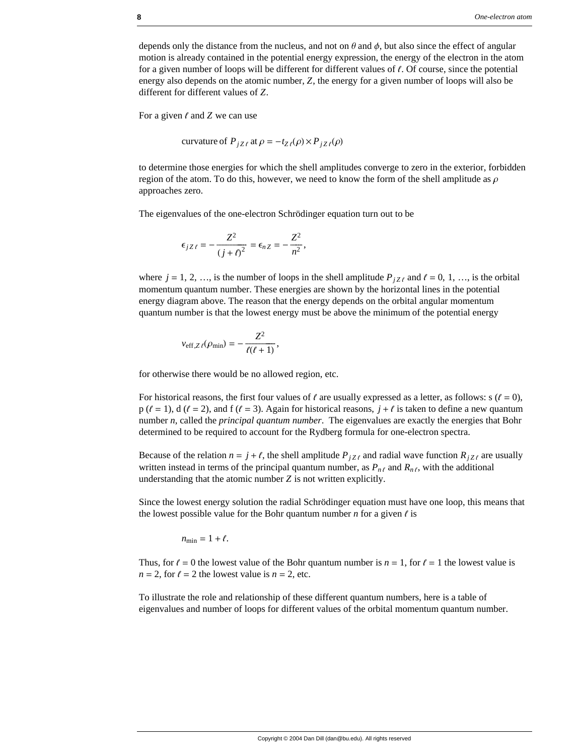depends only the distance from the nucleus, and not on $\theta$ and $\phi$, but also since the effect of angular motion is already contained in the potential energy expression, the energy of the electron in the atom for a given number of loops will be different for different values of $\ell$. Of course, since the potential energy also depends on the atomic number, $Z$, the energy for a given number of loops will also be different for different values of $Z$.

For a given $\ell$ and $Z$ we can use

$$\text{curvature of } P_{j Z \ell} \text{ at } \rho = -t_{Z \ell}(\rho) \times P_{j Z \ell}(\rho)$$

to determine those energies for which the shell amplitudes converge to zero in the exterior, forbidden region of the atom. To do this, however, we need to know the form of the shell amplitude as $\rho$ approaches zero.

The eigenvalues of the one-electron Schrödinger equation turn out to be

$$\epsilon_{j Z \ell} = -\frac{Z^2}{(j+\ell)^2} = \epsilon_{n Z} = -\frac{Z^2}{n^2},$$

where $j = 1, 2, \ldots$, is the number of loops in the shell amplitude $P_{j Z \ell}$ and $\ell = 0, 1, \ldots$, is the orbital momentum quantum number. These energies are shown by the horizontal lines in the potential energy diagram above. The reason that the energy depends on the orbital angular momentum quantum number is that the lowest energy must be above the minimum of the potential energy

$$v_{\text{eff}, Z \ell}(\rho_{\min}) = -\frac{Z^2}{\ell(\ell+1)},$$

for otherwise there would be no allowed region, etc.

For historical reasons, the first four values of $\ell$ are usually expressed as a letter, as follows: s ($\ell = 0$), p ($\ell = 1$), d ($\ell = 2$), and f ($\ell = 3$). Again for historical reasons, $j + \ell$ is taken to define a new quantum number $n$, called the *principal quantum number*. The eigenvalues are exactly the energies that Bohr determined to be required to account for the Rydberg formula for one-electron spectra.

Because of the relation $n = j + \ell$, the shell amplitude $P_{j Z \ell}$ and radial wave function $R_{j Z \ell}$ are usually written instead in terms of the principal quantum number, as $P_{n \ell}$ and $R_{n \ell}$, with the additional understanding that the atomic number $Z$ is not written explicitly.

Since the lowest energy solution the radial Schrödinger equation must have one loop, this means that the lowest possible value for the Bohr quantum number $n$ for a given $\ell$ is

$$n_{\min} = 1 + \ell.$$

Thus, for $\ell = 0$ the lowest value of the Bohr quantum number is $n = 1$, for $\ell = 1$ the lowest value is $n = 2$, for $\ell = 2$ the lowest value is $n = 2$, etc.

To illustrate the role and relationship of these different quantum numbers, here is a table of eigenvalues and number of loops for different values of the orbital momentum quantum number.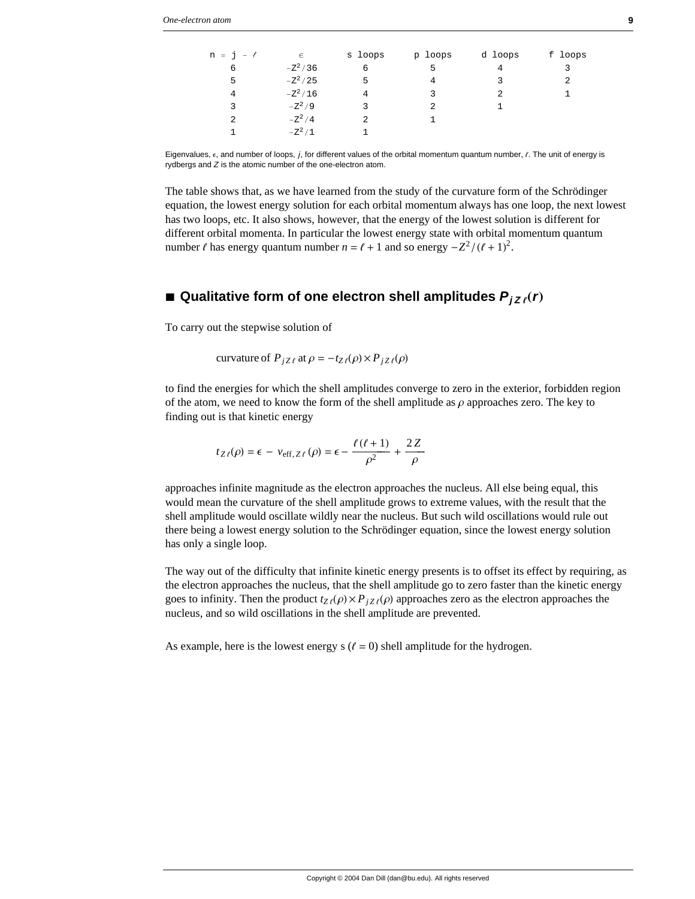| $n = j - \ell$ | $\epsilon$ | s loops | p loops | d loops | f loops |
|---|---|---|---|---|---|
| 6 | $-Z^2/36$ | 6 | 5 | 4 | 3 |
| 5 | $-Z^2/25$ | 5 | 4 | 3 | 2 |
| 4 | $-Z^2/16$ | 4 | 3 | 2 | 1 |
| 3 | $-Z^2/9$ | 3 | 2 | 1 | |
| 2 | $-Z^2/4$ | 2 | 1 | | |
| 1 | $-Z^2/1$ | 1 | | | |

Eigenvalues, $\epsilon$, and number of loops, $j$, for different values of the orbital momentum quantum number, $\ell$. The unit of energy is rydbergs and $Z$ is the atomic number of the one-electron atom.

The table shows that, as we have learned from the study of the curvature form of the Schrödinger equation, the lowest energy solution for each orbital momentum always has one loop, the next lowest has two loops, etc. It also shows, however, that the energy of the lowest solution is different for different orbital momenta. In particular the lowest energy state with orbital momentum quantum number $\ell$ has energy quantum number $n = \ell + 1$ and so energy $-Z^2/(\ell+1)^2$.

## ■ Qualitative form of one electron shell amplitudes $P_{jZ\ell}(r)$

To carry out the stepwise solution of

$$\text{curvature of } P_{jZ\ell} \text{ at } \rho = -t_{Z\ell}(\rho) \times P_{jZ\ell}(\rho)$$

to find the energies for which the shell amplitudes converge to zero in the exterior, forbidden region of the atom, we need to know the form of the shell amplitude as $\rho$ approaches zero. The key to finding out is that kinetic energy

$$t_{Z\ell}(\rho) = \epsilon - v_{\text{eff},Z\ell}(\rho) = \epsilon - \frac{\ell(\ell+1)}{\rho^2} + \frac{2Z}{\rho}$$

approaches infinite magnitude as the electron approaches the nucleus. All else being equal, this would mean the curvature of the shell amplitude grows to extreme values, with the result that the shell amplitude would oscillate wildly near the nucleus. But such wild oscillations would rule out there being a lowest energy solution to the Schrödinger equation, since the lowest energy solution has only a single loop.

The way out of the difficulty that infinite kinetic energy presents is to offset its effect by requiring, as the electron approaches the nucleus, that the shell amplitude go to zero faster than the kinetic energy goes to infinity. Then the product $t_{Z\ell}(\rho) \times P_{jZ\ell}(\rho)$ approaches zero as the electron approaches the nucleus, and so wild oscillations in the shell amplitude are prevented.

As example, here is the lowest energy s ($\ell = 0$) shell amplitude for the hydrogen.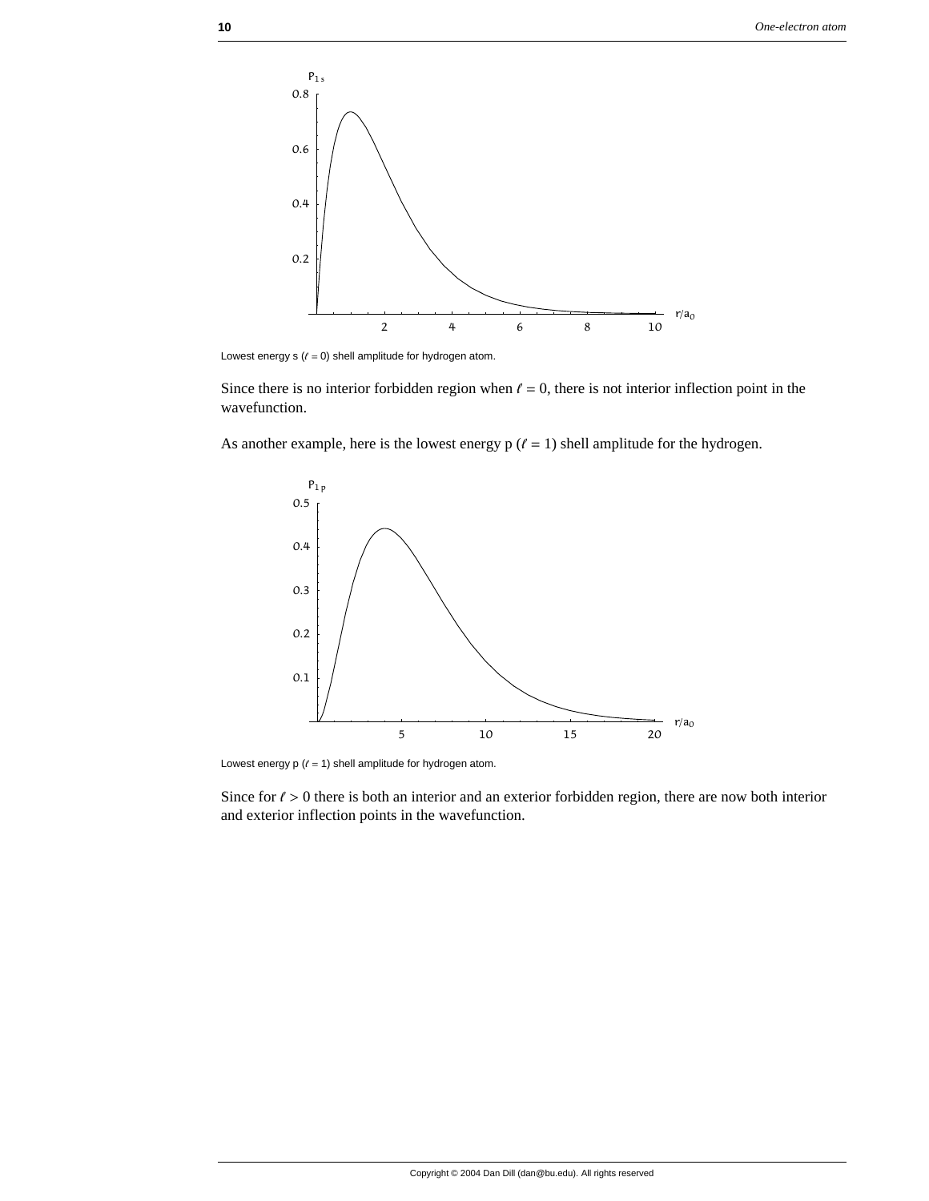$P_{1s}$

0.8

0.6

0.4

0.2

2 4 6 8 10 $r/a_0$

Lowest energy s ($\ell = 0$) shell amplitude for hydrogen atom.

Since there is no interior forbidden region when $\ell = 0$, there is not interior inflection point in the wavefunction.

As another example, here is the lowest energy p ($\ell = 1$) shell amplitude for the hydrogen.

$P_{1p}$

0.5

0.4

0.3

0.2

0.1

5 10 15 20 $r/a_0$

Lowest energy p ($\ell = 1$) shell amplitude for hydrogen atom.

Since for $\ell > 0$ there is both an interior and an exterior forbidden region, there are now both interior and exterior inflection points in the wavefunction.